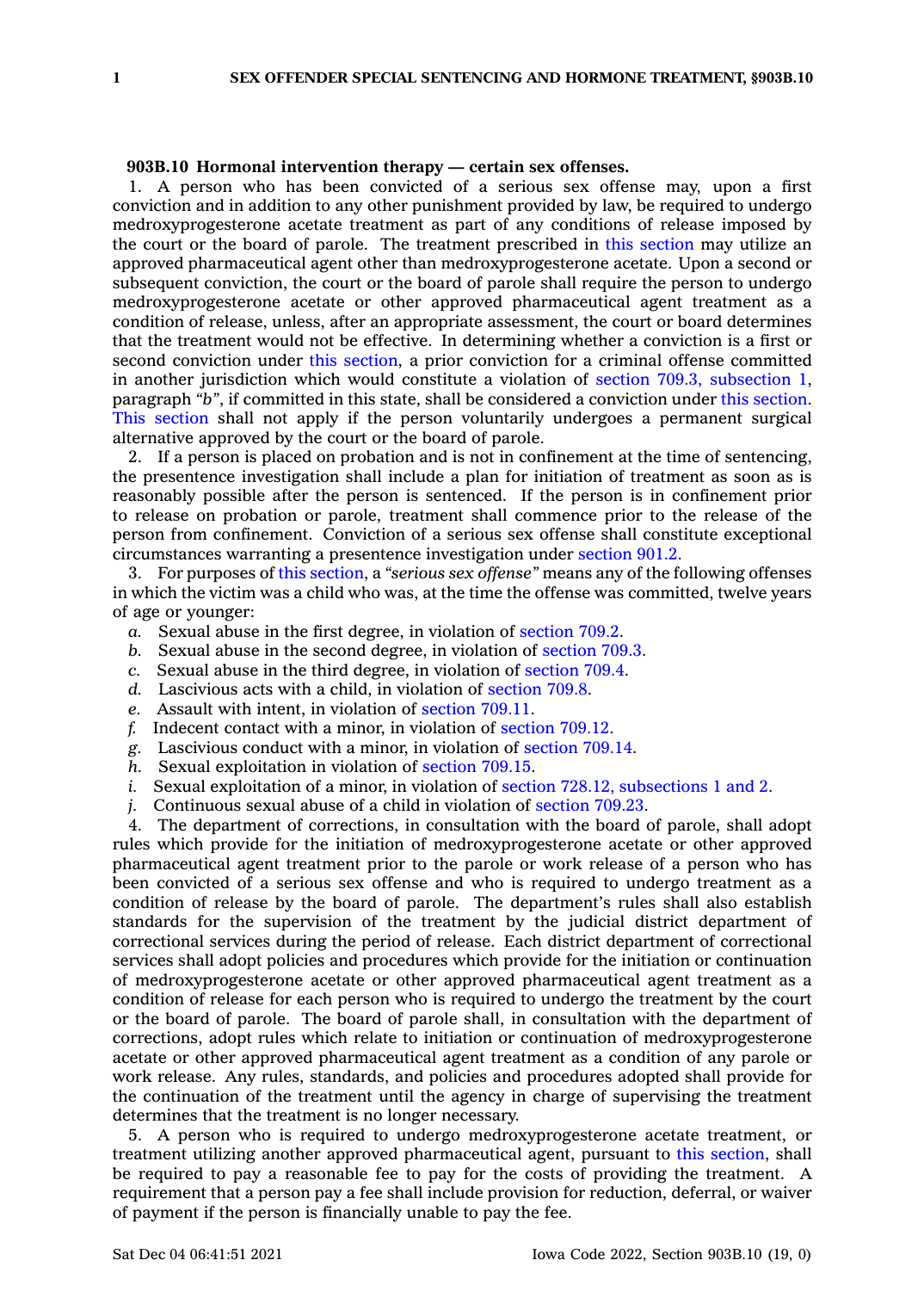**903B.10 Hormonal intervention therapy — certain sex offenses.**

1. A person who has been convicted of a serious sex offense may, upon a first conviction and in addition to any other punishment provided by law, be required to undergo medroxyprogesterone acetate treatment as part of any conditions of release imposed by the court or the board of parole. The treatment prescribed in this section may utilize an approved pharmaceutical agent other than medroxyprogesterone acetate. Upon a second or subsequent conviction, the court or the board of parole shall require the person to undergo medroxyprogesterone acetate or other approved pharmaceutical agent treatment as a condition of release, unless, after an appropriate assessment, the court or board determines that the treatment would not be effective. In determining whether a conviction is a first or second conviction under this section, a prior conviction for a criminal offense committed in another jurisdiction which would constitute a violation of section 709.3, subsection 1, paragraph *"b"*, if committed in this state, shall be considered a conviction under this section. This section shall not apply if the person voluntarily undergoes a permanent surgical alternative approved by the court or the board of parole.

2. If a person is placed on probation and is not in confinement at the time of sentencing, the presentence investigation shall include a plan for initiation of treatment as soon as is reasonably possible after the person is sentenced. If the person is in confinement prior to release on probation or parole, treatment shall commence prior to the release of the person from confinement. Conviction of a serious sex offense shall constitute exceptional circumstances warranting a presentence investigation under section 901.2.

3. For purposes of this section, a *"serious sex offense"* means any of the following offenses in which the victim was a child who was, at the time the offense was committed, twelve years of age or younger:

*a.* Sexual abuse in the first degree, in violation of section 709.2.

*b.* Sexual abuse in the second degree, in violation of section 709.3.

*c.* Sexual abuse in the third degree, in violation of section 709.4.

*d.* Lascivious acts with a child, in violation of section 709.8.

*e.* Assault with intent, in violation of section 709.11.

*f.* Indecent contact with a minor, in violation of section 709.12.

*g.* Lascivious conduct with a minor, in violation of section 709.14.

*h.* Sexual exploitation in violation of section 709.15.

*i.* Sexual exploitation of a minor, in violation of section 728.12, subsections 1 and 2.

*j.* Continuous sexual abuse of a child in violation of section 709.23.

4. The department of corrections, in consultation with the board of parole, shall adopt rules which provide for the initiation of medroxyprogesterone acetate or other approved pharmaceutical agent treatment prior to the parole or work release of a person who has been convicted of a serious sex offense and who is required to undergo treatment as a condition of release by the board of parole. The department's rules shall also establish standards for the supervision of the treatment by the judicial district department of correctional services during the period of release. Each district department of correctional services shall adopt policies and procedures which provide for the initiation or continuation of medroxyprogesterone acetate or other approved pharmaceutical agent treatment as a condition of release for each person who is required to undergo the treatment by the court or the board of parole. The board of parole shall, in consultation with the department of corrections, adopt rules which relate to initiation or continuation of medroxyprogesterone acetate or other approved pharmaceutical agent treatment as a condition of any parole or work release. Any rules, standards, and policies and procedures adopted shall provide for the continuation of the treatment until the agency in charge of supervising the treatment determines that the treatment is no longer necessary.

5. A person who is required to undergo medroxyprogesterone acetate treatment, or treatment utilizing another approved pharmaceutical agent, pursuant to this section, shall be required to pay a reasonable fee to pay for the costs of providing the treatment. A requirement that a person pay a fee shall include provision for reduction, deferral, or waiver of payment if the person is financially unable to pay the fee.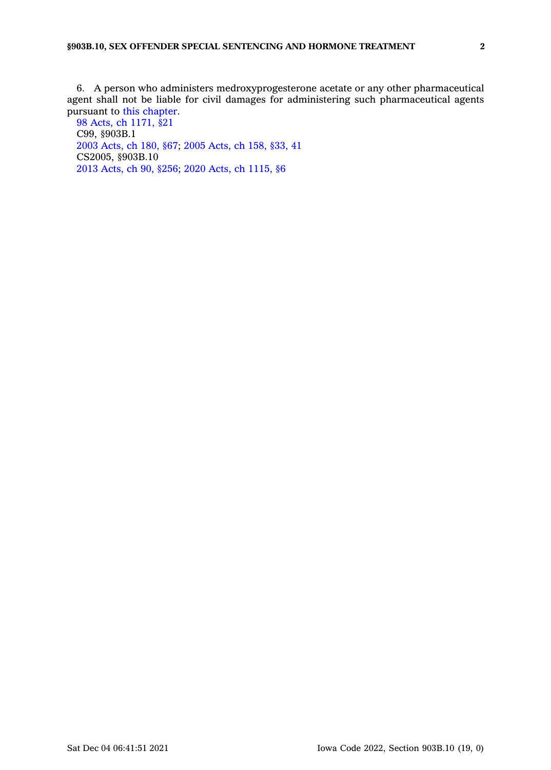6. A person who administers medroxyprogesterone acetate or any other pharmaceutical agent shall not be liable for civil damages for administering such pharmaceutical agents pursuant to this chapter.

98 Acts, ch 1171, §21
C99, §903B.1
2003 Acts, ch 180, §67; 2005 Acts, ch 158, §33, 41
CS2005, §903B.10
2013 Acts, ch 90, §256; 2020 Acts, ch 1115, §6